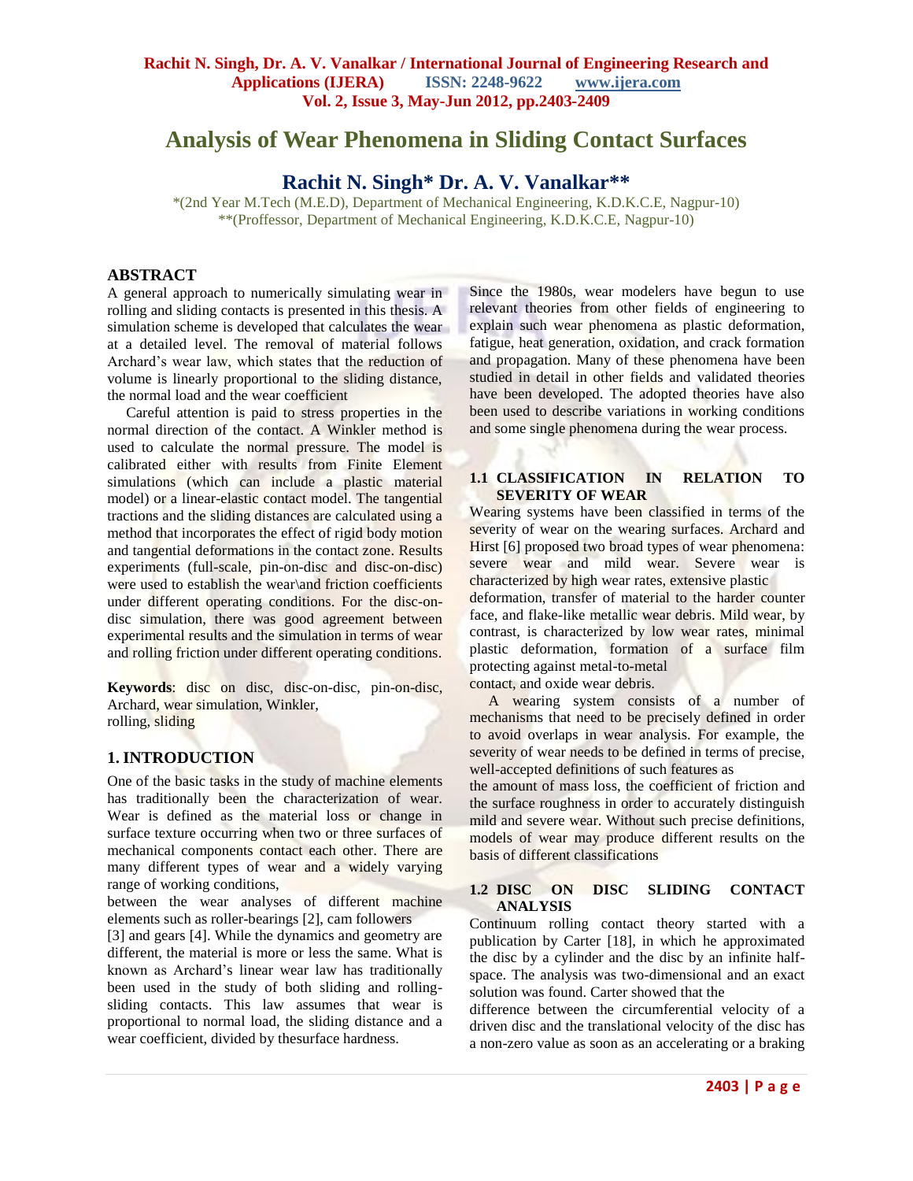# Analysis of Wear Phenomena in Sliding Contact Surfaces

## Rachit N. Singh* Dr. A. V. Vanalkar**

*(2nd Year M.Tech (M.E.D), Department of Mechanical Engineering, K.D.K.C.E, Nagpur-10)
**(Proffessor, Department of Mechanical Engineering, K.D.K.C.E, Nagpur-10)

## ABSTRACT

A general approach to numerically simulating wear in rolling and sliding contacts is presented in this thesis. A simulation scheme is developed that calculates the wear at a detailed level. The removal of material follows Archard's wear law, which states that the reduction of volume is linearly proportional to the sliding distance, the normal load and the wear coefficient

Careful attention is paid to stress properties in the normal direction of the contact. A Winkler method is used to calculate the normal pressure. The model is calibrated either with results from Finite Element simulations (which can include a plastic material model) or a linear-elastic contact model. The tangential tractions and the sliding distances are calculated using a method that incorporates the effect of rigid body motion and tangential deformations in the contact zone. Results experiments (full-scale, pin-on-disc and disc-on-disc) were used to establish the wear\and friction coefficients under different operating conditions. For the disc-on-disc simulation, there was good agreement between experimental results and the simulation in terms of wear and rolling friction under different operating conditions.

**Keywords**: disc on disc, disc-on-disc, pin-on-disc, Archard, wear simulation, Winkler, rolling, sliding

## 1. INTRODUCTION

One of the basic tasks in the study of machine elements has traditionally been the characterization of wear. Wear is defined as the material loss or change in surface texture occurring when two or three surfaces of mechanical components contact each other. There are many different types of wear and a widely varying range of working conditions,
between the wear analyses of different machine elements such as roller-bearings [2], cam followers [3] and gears [4]. While the dynamics and geometry are different, the material is more or less the same. What is known as Archard's linear wear law has traditionally been used in the study of both sliding and rolling-sliding contacts. This law assumes that wear is proportional to normal load, the sliding distance and a wear coefficient, divided by thesurface hardness.

Since the 1980s, wear modelers have begun to use relevant theories from other fields of engineering to explain such wear phenomena as plastic deformation, fatigue, heat generation, oxidation, and crack formation and propagation. Many of these phenomena have been studied in detail in other fields and validated theories have been developed. The adopted theories have also been used to describe variations in working conditions and some single phenomena during the wear process.

### 1.1 CLASSIFICATION IN RELATION TO SEVERITY OF WEAR

Wearing systems have been classified in terms of the severity of wear on the wearing surfaces. Archard and Hirst [6] proposed two broad types of wear phenomena: severe wear and mild wear. Severe wear is characterized by high wear rates, extensive plastic deformation, transfer of material to the harder counter face, and flake-like metallic wear debris. Mild wear, by contrast, is characterized by low wear rates, minimal plastic deformation, formation of a surface film protecting against metal-to-metal contact, and oxide wear debris.

A wearing system consists of a number of mechanisms that need to be precisely defined in order to avoid overlaps in wear analysis. For example, the severity of wear needs to be defined in terms of precise, well-accepted definitions of such features as the amount of mass loss, the coefficient of friction and the surface roughness in order to accurately distinguish mild and severe wear. Without such precise definitions, models of wear may produce different results on the basis of different classifications

### 1.2 DISC ON DISC SLIDING CONTACT ANALYSIS

Continuum rolling contact theory started with a publication by Carter [18], in which he approximated the disc by a cylinder and the disc by an infinite half-space. The analysis was two-dimensional and an exact solution was found. Carter showed that the difference between the circumferential velocity of a driven disc and the translational velocity of the disc has a non-zero value as soon as an accelerating or a braking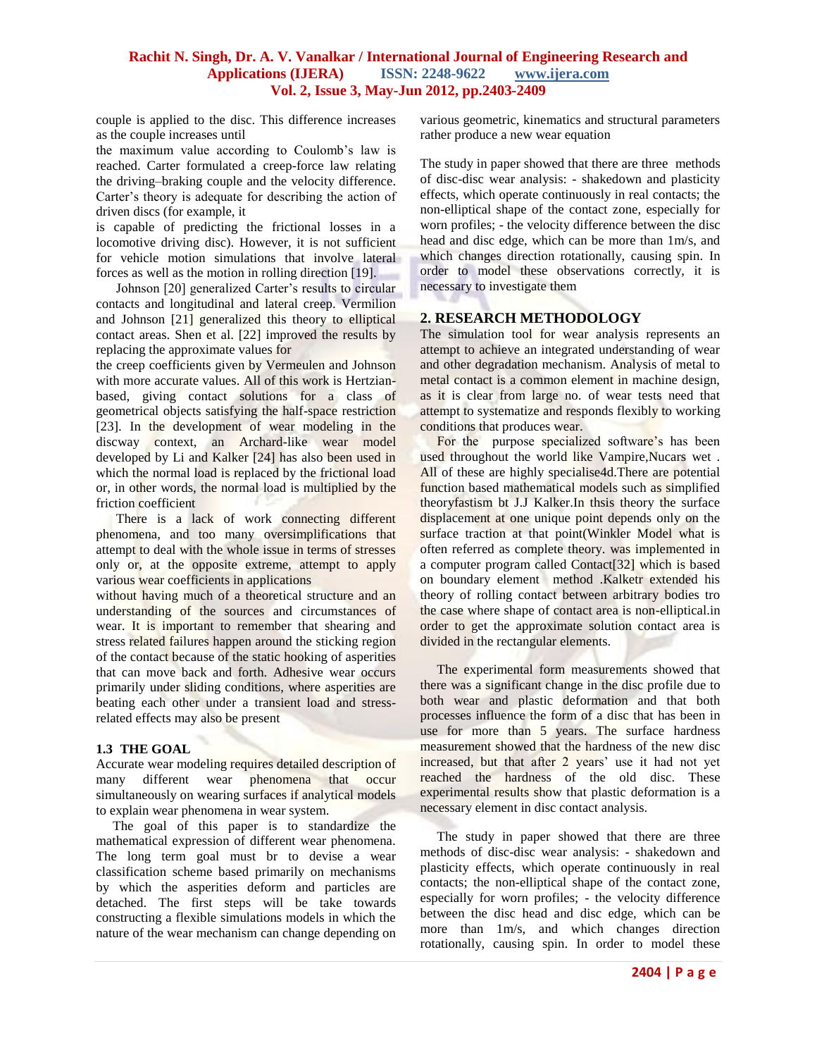couple is applied to the disc. This difference increases as the couple increases until the maximum value according to Coulomb's law is reached. Carter formulated a creep-force law relating the driving–braking couple and the velocity difference. Carter's theory is adequate for describing the action of driven discs (for example, it is capable of predicting the frictional losses in a locomotive driving disc). However, it is not sufficient for vehicle motion simulations that involve lateral forces as well as the motion in rolling direction [19].

Johnson [20] generalized Carter's results to circular contacts and longitudinal and lateral creep. Vermilion and Johnson [21] generalized this theory to elliptical contact areas. Shen et al. [22] improved the results by replacing the approximate values for the creep coefficients given by Vermeulen and Johnson with more accurate values. All of this work is Hertzian-based, giving contact solutions for a class of geometrical objects satisfying the half-space restriction [23]. In the development of wear modeling in the discway context, an Archard-like wear model developed by Li and Kalker [24] has also been used in which the normal load is replaced by the frictional load or, in other words, the normal load is multiplied by the friction coefficient

There is a lack of work connecting different phenomena, and too many oversimplifications that attempt to deal with the whole issue in terms of stresses only or, at the opposite extreme, attempt to apply various wear coefficients in applications without having much of a theoretical structure and an understanding of the sources and circumstances of wear. It is important to remember that shearing and stress related failures happen around the sticking region of the contact because of the static hooking of asperities that can move back and forth. Adhesive wear occurs primarily under sliding conditions, where asperities are beating each other under a transient load and stress-related effects may also be present

### 1.3 THE GOAL

Accurate wear modeling requires detailed description of many different wear phenomena that occur simultaneously on wearing surfaces if analytical models to explain wear phenomena in wear system.

The goal of this paper is to standardize the mathematical expression of different wear phenomena. The long term goal must br to devise a wear classification scheme based primarily on mechanisms by which the asperities deform and particles are detached. The first steps will be take towards constructing a flexible simulations models in which the nature of the wear mechanism can change depending on various geometric, kinematics and structural parameters rather produce a new wear equation

The study in paper showed that there are three methods of disc-disc wear analysis: - shakedown and plasticity effects, which operate continuously in real contacts; the non-elliptical shape of the contact zone, especially for worn profiles; - the velocity difference between the disc head and disc edge, which can be more than 1m/s, and which changes direction rotationally, causing spin. In order to model these observations correctly, it is necessary to investigate them

## 2. RESEARCH METHODOLOGY

The simulation tool for wear analysis represents an attempt to achieve an integrated understanding of wear and other degradation mechanism. Analysis of metal to metal contact is a common element in machine design, as it is clear from large no. of wear tests need that attempt to systematize and responds flexibly to working conditions that produces wear.

For the purpose specialized software's has been used throughout the world like Vampire,Nucars wet . All of these are highly specialise4d.There are potential function based mathematical models such as simplified theoryfastism bt J.J Kalker.In thsis theory the surface displacement at one unique point depends only on the surface traction at that point(Winkler Model what is often referred as complete theory. was implemented in a computer program called Contact[32] which is based on boundary element method .Kalketr extended his theory of rolling contact between arbitrary bodies tro the case where shape of contact area is non-elliptical.in order to get the approximate solution contact area is divided in the rectangular elements.

The experimental form measurements showed that there was a significant change in the disc profile due to both wear and plastic deformation and that both processes influence the form of a disc that has been in use for more than 5 years. The surface hardness measurement showed that the hardness of the new disc increased, but that after 2 years' use it had not yet reached the hardness of the old disc. These experimental results show that plastic deformation is a necessary element in disc contact analysis.

The study in paper showed that there are three methods of disc-disc wear analysis: - shakedown and plasticity effects, which operate continuously in real contacts; the non-elliptical shape of the contact zone, especially for worn profiles; - the velocity difference between the disc head and disc edge, which can be more than 1m/s, and which changes direction rotationally, causing spin. In order to model these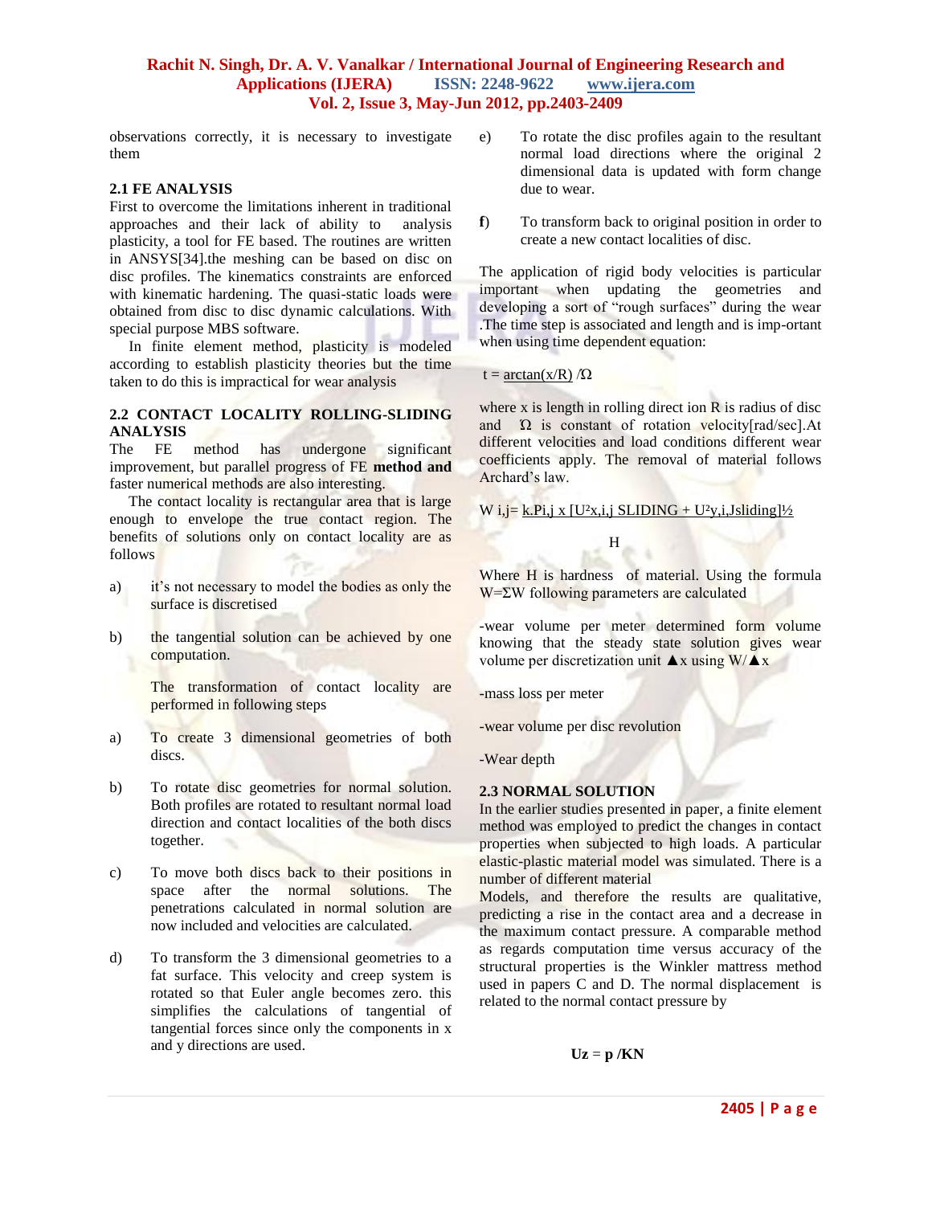observations correctly, it is necessary to investigate them

### 2.1 FE ANALYSIS

First to overcome the limitations inherent in traditional approaches and their lack of ability to analysis plasticity, a tool for FE based. The routines are written in ANSYS[34].the meshing can be based on disc on disc profiles. The kinematics constraints are enforced with kinematic hardening. The quasi-static loads were obtained from disc to disc dynamic calculations. With special purpose MBS software.

In finite element method, plasticity is modeled according to establish plasticity theories but the time taken to do this is impractical for wear analysis

### 2.2 CONTACT LOCALITY ROLLING-SLIDING ANALYSIS

The FE method has undergone significant improvement, but parallel progress of FE **method and** faster numerical methods are also interesting.

The contact locality is rectangular area that is large enough to envelope the true contact region. The benefits of solutions only on contact locality are as follows

a) it's not necessary to model the bodies as only the surface is discretised

b) the tangential solution can be achieved by one computation.

The transformation of contact locality are performed in following steps

a) To create 3 dimensional geometries of both discs.

b) To rotate disc geometries for normal solution. Both profiles are rotated to resultant normal load direction and contact localities of the both discs together.

c) To move both discs back to their positions in space after the normal solutions. The penetrations calculated in normal solution are now included and velocities are calculated.

d) To transform the 3 dimensional geometries to a fat surface. This velocity and creep system is rotated so that Euler angle becomes zero. this simplifies the calculations of tangential of tangential forces since only the components in x and y directions are used.

e) To rotate the disc profiles again to the resultant normal load directions where the original 2 dimensional data is updated with form change due to wear.

**f**) To transform back to original position in order to create a new contact localities of disc.

The application of rigid body velocities is particular important when updating the geometries and developing a sort of "rough surfaces" during the wear .The time step is associated and length and is imp-ortant when using time dependent equation:

$$t = \arctan(x/R)/\Omega$$

where x is length in rolling direct ion R is radius of disc and $\Omega$ is constant of rotation velocity[rad/sec].At different velocities and load conditions different wear coefficients apply. The removal of material follows Archard's law.

$$W_{i,j} = \frac{k.P_{i,j} \times [U^2_{x,i,j\ SLIDING} + U^2_{y,i,J sliding}]^{1/2}}{H}$$

Where H is hardness of material. Using the formula $W=\Sigma W$ following parameters are calculated

-wear volume per meter determined form volume knowing that the steady state solution gives wear volume per discretization unit $\blacktriangle x$ using $W/\blacktriangle x$

-mass loss per meter

-wear volume per disc revolution

-Wear depth

### 2.3 NORMAL SOLUTION

In the earlier studies presented in paper, a finite element method was employed to predict the changes in contact properties when subjected to high loads. A particular elastic-plastic material model was simulated. There is a number of different material

Models, and therefore the results are qualitative, predicting a rise in the contact area and a decrease in the maximum contact pressure. A comparable method as regards computation time versus accuracy of the structural properties is the Winkler mattress method used in papers C and D. The normal displacement is related to the normal contact pressure by

$$\mathbf{U_z = p / KN}$$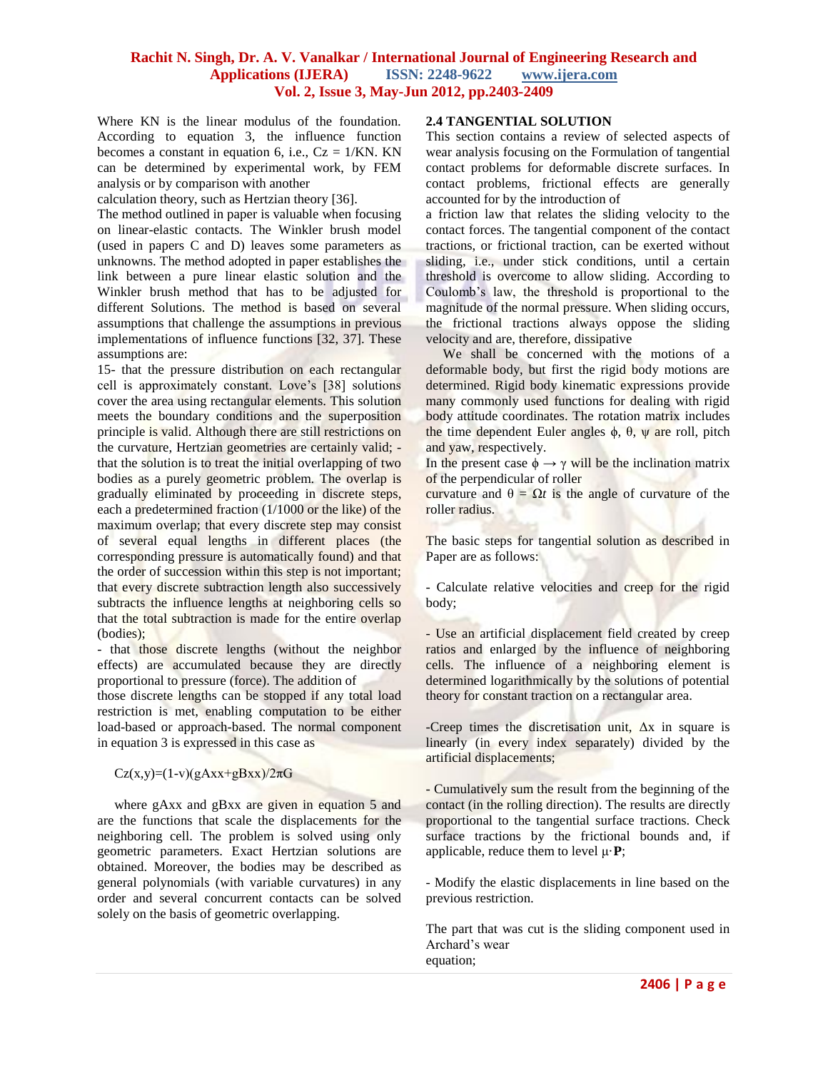Where KN is the linear modulus of the foundation. According to equation 3, the influence function becomes a constant in equation 6, i.e., Cz = 1/KN. KN can be determined by experimental work, by FEM analysis or by comparison with another

calculation theory, such as Hertzian theory [36].

The method outlined in paper is valuable when focusing on linear-elastic contacts. The Winkler brush model (used in papers C and D) leaves some parameters as unknowns. The method adopted in paper establishes the link between a pure linear elastic solution and the Winkler brush method that has to be adjusted for different Solutions. The method is based on several assumptions that challenge the assumptions in previous implementations of influence functions [32, 37]. These assumptions are:

15- that the pressure distribution on each rectangular cell is approximately constant. Love's [38] solutions cover the area using rectangular elements. This solution meets the boundary conditions and the superposition principle is valid. Although there are still restrictions on the curvature, Hertzian geometries are certainly valid; - that the solution is to treat the initial overlapping of two bodies as a purely geometric problem. The overlap is gradually eliminated by proceeding in discrete steps, each a predetermined fraction (1/1000 or the like) of the maximum overlap; that every discrete step may consist of several equal lengths in different places (the corresponding pressure is automatically found) and that the order of succession within this step is not important; that every discrete subtraction length also successively subtracts the influence lengths at neighboring cells so that the total subtraction is made for the entire overlap (bodies);

- that those discrete lengths (without the neighbor effects) are accumulated because they are directly proportional to pressure (force). The addition of

those discrete lengths can be stopped if any total load restriction is met, enabling computation to be either load-based or approach-based. The normal component in equation 3 is expressed in this case as

$$Cz(x,y)=(1-v)(gAxx+gBxx)/2\pi G$$

where gAxx and gBxx are given in equation 5 and are the functions that scale the displacements for the neighboring cell. The problem is solved using only geometric parameters. Exact Hertzian solutions are obtained. Moreover, the bodies may be described as general polynomials (with variable curvatures) in any order and several concurrent contacts can be solved solely on the basis of geometric overlapping.

### 2.4 TANGENTIAL SOLUTION

This section contains a review of selected aspects of wear analysis focusing on the Formulation of tangential contact problems for deformable discrete surfaces. In contact problems, frictional effects are generally accounted for by the introduction of

a friction law that relates the sliding velocity to the contact forces. The tangential component of the contact tractions, or frictional traction, can be exerted without sliding, i.e., under stick conditions, until a certain threshold is overcome to allow sliding. According to Coulomb's law, the threshold is proportional to the magnitude of the normal pressure. When sliding occurs, the frictional tractions always oppose the sliding velocity and are, therefore, dissipative

We shall be concerned with the motions of a deformable body, but first the rigid body motions are determined. Rigid body kinematic expressions provide many commonly used functions for dealing with rigid body attitude coordinates. The rotation matrix includes the time dependent Euler angles $\phi$, $\theta$, $\psi$ are roll, pitch and yaw, respectively.

In the present case $\phi \rightarrow \gamma$ will be the inclination matrix of the perpendicular of roller

curvature and $\theta = \Omega t$ is the angle of curvature of the roller radius.

The basic steps for tangential solution as described in Paper are as follows:

- Calculate relative velocities and creep for the rigid body;

- Use an artificial displacement field created by creep ratios and enlarged by the influence of neighboring cells. The influence of a neighboring element is determined logarithmically by the solutions of potential theory for constant traction on a rectangular area.

-Creep times the discretisation unit, $\Delta x$ in square is linearly (in every index separately) divided by the artificial displacements;

- Cumulatively sum the result from the beginning of the contact (in the rolling direction). The results are directly proportional to the tangential surface tractions. Check surface tractions by the frictional bounds and, if applicable, reduce them to level $\mu \cdot \mathbf{P}$;

- Modify the elastic displacements in line based on the previous restriction.

The part that was cut is the sliding component used in Archard's wear

equation;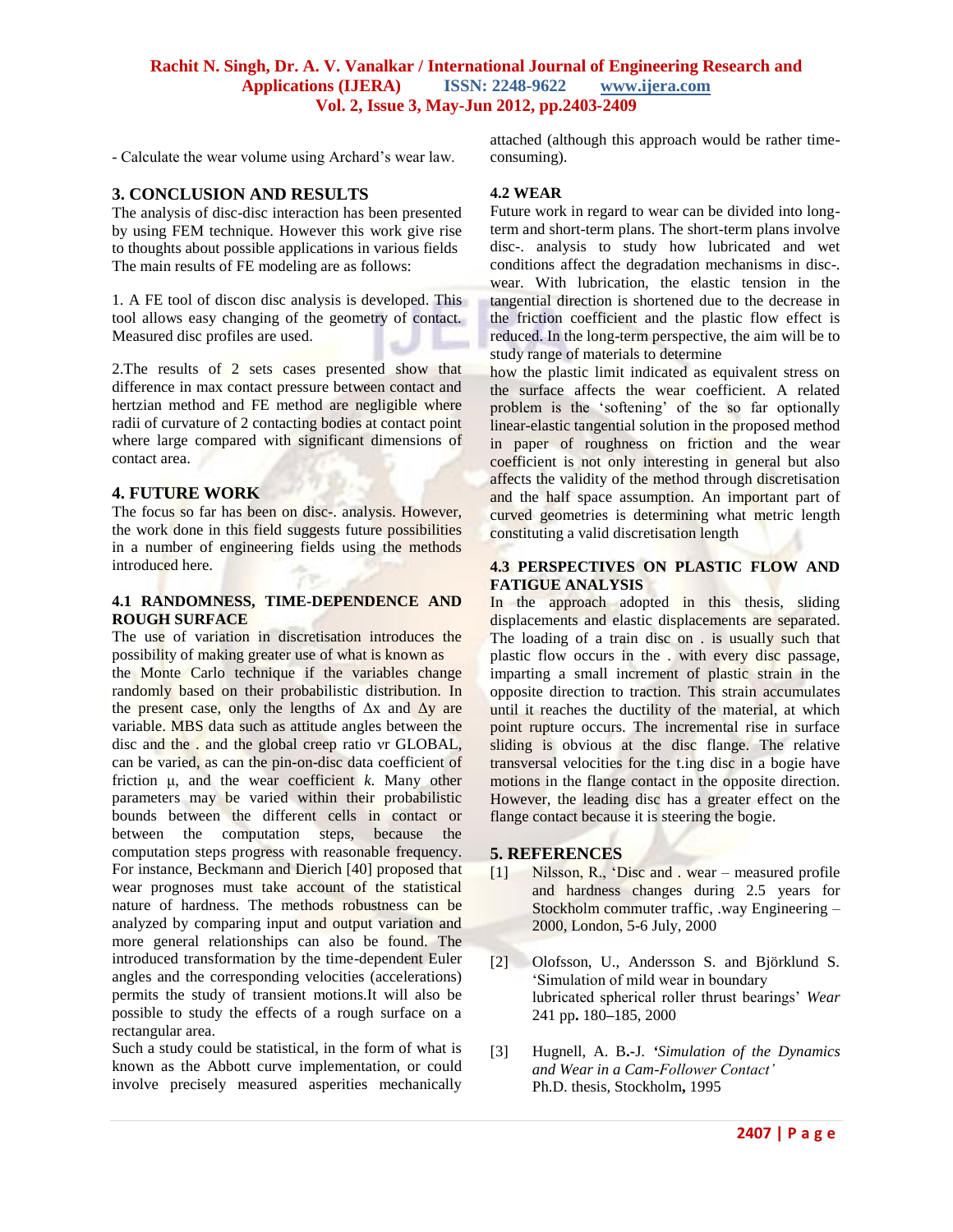- Calculate the wear volume using Archard's wear law.

## 3. CONCLUSION AND RESULTS

The analysis of disc-disc interaction has been presented by using FEM technique. However this work give rise to thoughts about possible applications in various fields The main results of FE modeling are as follows:

1. A FE tool of discon disc analysis is developed. This tool allows easy changing of the geometry of contact. Measured disc profiles are used.

2.The results of 2 sets cases presented show that difference in max contact pressure between contact and hertzian method and FE method are negligible where radii of curvature of 2 contacting bodies at contact point where large compared with significant dimensions of contact area.

## 4. FUTURE WORK

The focus so far has been on disc-. analysis. However, the work done in this field suggests future possibilities in a number of engineering fields using the methods introduced here.

### 4.1 RANDOMNESS, TIME-DEPENDENCE AND ROUGH SURFACE

The use of variation in discretisation introduces the possibility of making greater use of what is known as the Monte Carlo technique if the variables change randomly based on their probabilistic distribution. In the present case, only the lengths of $\Delta x$ and $\Delta y$ are variable. MBS data such as attitude angles between the disc and the . and the global creep ratio $v$r GLOBAL, can be varied, as can the pin-on-disc data coefficient of friction $\mu$, and the wear coefficient $k$. Many other parameters may be varied within their probabilistic bounds between the different cells in contact or between the computation steps, because the computation steps progress with reasonable frequency. For instance, Beckmann and Dierich [40] proposed that wear prognoses must take account of the statistical nature of hardness. The methods robustness can be analyzed by comparing input and output variation and more general relationships can also be found. The introduced transformation by the time-dependent Euler angles and the corresponding velocities (accelerations) permits the study of transient motions.It will also be possible to study the effects of a rough surface on a rectangular area.

Such a study could be statistical, in the form of what is known as the Abbott curve implementation, or could involve precisely measured asperities mechanically attached (although this approach would be rather time-consuming).

### 4.2 WEAR

Future work in regard to wear can be divided into long-term and short-term plans. The short-term plans involve disc-. analysis to study how lubricated and wet conditions affect the degradation mechanisms in disc-. wear. With lubrication, the elastic tension in the tangential direction is shortened due to the decrease in the friction coefficient and the plastic flow effect is reduced. In the long-term perspective, the aim will be to study range of materials to determine

how the plastic limit indicated as equivalent stress on the surface affects the wear coefficient. A related problem is the 'softening' of the so far optionally linear-elastic tangential solution in the proposed method in paper of roughness on friction and the wear coefficient is not only interesting in general but also affects the validity of the method through discretisation and the half space assumption. An important part of curved geometries is determining what metric length constituting a valid discretisation length

### 4.3 PERSPECTIVES ON PLASTIC FLOW AND FATIGUE ANALYSIS

In the approach adopted in this thesis, sliding displacements and elastic displacements are separated. The loading of a train disc on . is usually such that plastic flow occurs in the . with every disc passage, imparting a small increment of plastic strain in the opposite direction to traction. This strain accumulates until it reaches the ductility of the material, at which point rupture occurs. The incremental rise in surface sliding is obvious at the disc flange. The relative transversal velocities for the t.ing disc in a bogie have motions in the flange contact in the opposite direction. However, the leading disc has a greater effect on the flange contact because it is steering the bogie.

## 5. REFERENCES

[1] Nilsson, R., 'Disc and . wear – measured profile and hardness changes during 2.5 years for Stockholm commuter traffic, .way Engineering – 2000, London, 5-6 July, 2000

[2] Olofsson, U., Andersson S. and Björklund S. 'Simulation of mild wear in boundary lubricated spherical roller thrust bearings' *Wear* 241 pp**.** 180**–**185, 2000

[3] Hugnell, A. B**.-**J. *'Simulation of the Dynamics and Wear in a Cam-Follower Contact'* Ph.D. thesis, Stockholm**,** 1995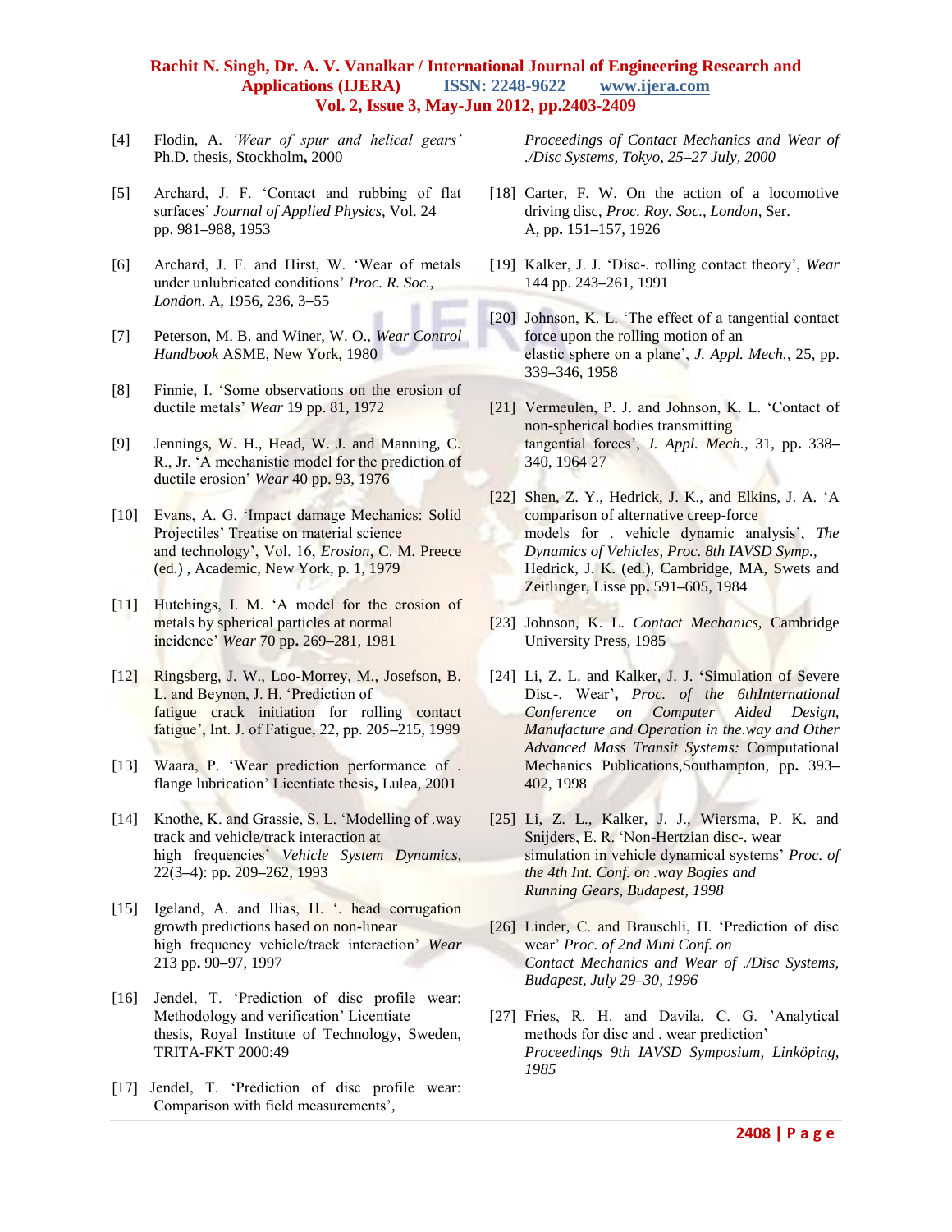[4] Flodin, A. *'Wear of spur and helical gears'* Ph.D. thesis, Stockholm**,** 2000

[5] Archard, J. F. 'Contact and rubbing of flat surfaces' *Journal of Applied Physics*, Vol. 24 pp. 981–988, 1953

[6] Archard, J. F. and Hirst, W. 'Wear of metals under unlubricated conditions' *Proc. R. Soc., London*. A, 1956, 236, 3–55

[7] Peterson, M. B. and Winer, W. O., *Wear Control Handbook* ASME, New York, 1980

[8] Finnie, I. 'Some observations on the erosion of ductile metals' *Wear* 19 pp. 81, 1972

[9] Jennings, W. H., Head, W. J. and Manning, C. R., Jr. 'A mechanistic model for the prediction of ductile erosion' *Wear* 40 pp. 93, 1976

[10] Evans, A. G. 'Impact damage Mechanics: Solid Projectiles' Treatise on material science and technology', Vol. 16, *Erosion*, C. M. Preece (ed.) , Academic, New York, p. 1, 1979

[11] Hutchings, I. M. 'A model for the erosion of metals by spherical particles at normal incidence' *Wear* 70 pp**.** 269–281, 1981

[12] Ringsberg, J. W., Loo-Morrey, M., Josefson, B. L. and Beynon, J. H. 'Prediction of fatigue crack initiation for rolling contact fatigue', Int. J. of Fatigue, 22, pp. 205–215, 1999

[13] Waara, P. 'Wear prediction performance of . flange lubrication' Licentiate thesis**,** Lulea, 2001

[14] Knothe, K. and Grassie, S. L. 'Modelling of .way track and vehicle/track interaction at high frequencies' *Vehicle System Dynamics*, 22(3–4): pp**.** 209–262, 1993

[15] Igeland, A. and Ilias, H. '. head corrugation growth predictions based on non-linear high frequency vehicle/track interaction' *Wear* 213 pp**.** 90–97, 1997

[16] Jendel, T. 'Prediction of disc profile wear: Methodology and verification' Licentiate thesis, Royal Institute of Technology, Sweden, TRITA-FKT 2000:49

[17] Jendel, T. 'Prediction of disc profile wear: Comparison with field measurements', *Proceedings of Contact Mechanics and Wear of ./Disc Systems, Tokyo, 25–27 July, 2000*

[18] Carter, F. W. On the action of a locomotive driving disc, *Proc. Roy. Soc., London*, Ser. A, pp**.** 151–157, 1926

[19] Kalker, J. J. 'Disc-. rolling contact theory', *Wear* 144 pp. 243–261, 1991

[20] Johnson, K. L. 'The effect of a tangential contact force upon the rolling motion of an elastic sphere on a plane', *J. Appl. Mech.*, 25, pp. 339–346, 1958

[21] Vermeulen, P. J. and Johnson, K. L. 'Contact of non-spherical bodies transmitting tangential forces', *J. Appl. Mech.*, 31, pp**.** 338–340, 1964 27

[22] Shen, Z. Y., Hedrick, J. K., and Elkins, J. A. 'A comparison of alternative creep-force models for . vehicle dynamic analysis', *The Dynamics of Vehicles, Proc. 8th IAVSD Symp.*, Hedrick, J. K. (ed.), Cambridge, MA, Swets and Zeitlinger, Lisse pp**.** 591–605, 1984

[23] Johnson, K. L. *Contact Mechanics,* Cambridge University Press, 1985

[24] Li, Z. L. and Kalker, J. J. **'**Simulation of Severe Disc-. Wear'**,** *Proc. of the 6thInternational Conference on Computer Aided Design, Manufacture and Operation in the.way and Other Advanced Mass Transit Systems:* Computational Mechanics Publications,Southampton, pp**.** 393–402, 1998

[25] Li, Z. L., Kalker, J. J., Wiersma, P. K. and Snijders, E. R. 'Non-Hertzian disc-. wear simulation in vehicle dynamical systems' *Proc. of the 4th Int. Conf. on .way Bogies and Running Gears, Budapest, 1998*

[26] Linder, C. and Brauschli, H. 'Prediction of disc wear' *Proc. of 2nd Mini Conf. on Contact Mechanics and Wear of ./Disc Systems, Budapest, July 29–30, 1996*

[27] Fries, R. H. and Davila, C. G. 'Analytical methods for disc and . wear prediction' *Proceedings 9th IAVSD Symposium, Linköping, 1985*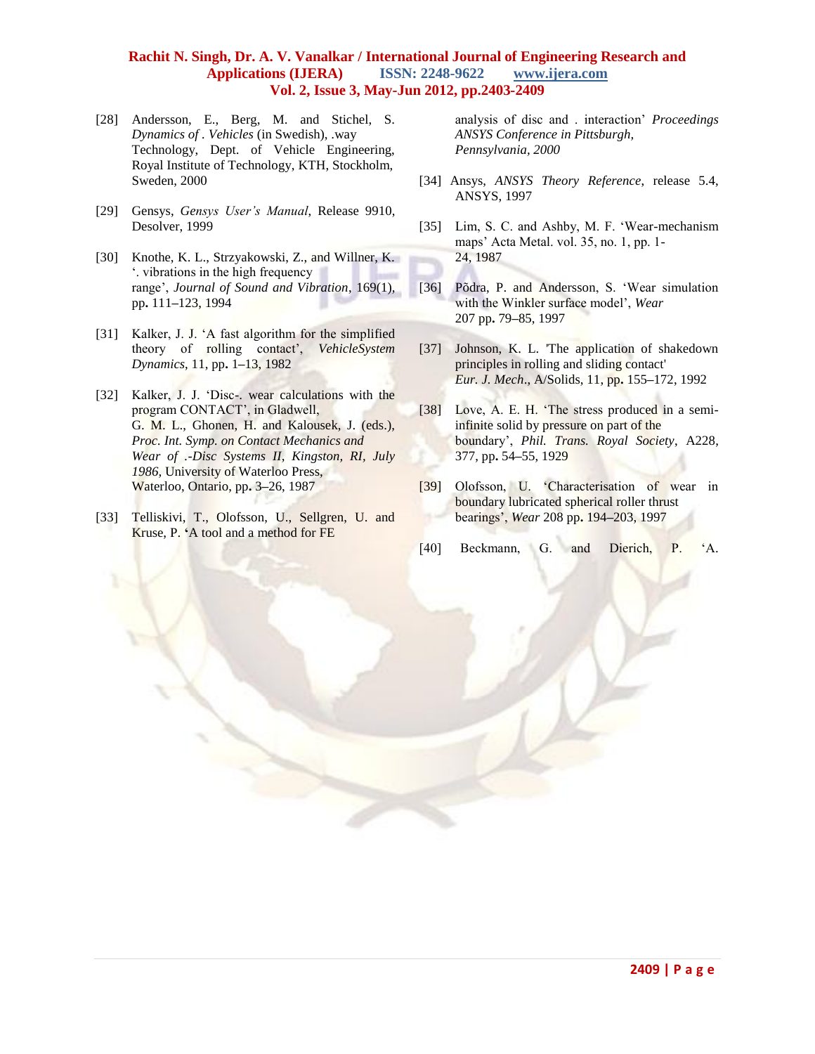[28] Andersson, E., Berg, M. and Stichel, S. *Dynamics of . Vehicles* (in Swedish), .way Technology, Dept. of Vehicle Engineering, Royal Institute of Technology, KTH, Stockholm, Sweden, 2000

[29] Gensys, *Gensys User's Manual*, Release 9910, Desolver, 1999

[30] Knothe, K. L., Strzyakowski, Z., and Willner, K. '. vibrations in the high frequency range', *Journal of Sound and Vibration*, 169(1), pp**.** 111–123, 1994

[31] Kalker, J. J. 'A fast algorithm for the simplified theory of rolling contact', *VehicleSystem Dynamics*, 11, pp**.** 1–13, 1982

[32] Kalker, J. J. 'Disc-. wear calculations with the program CONTACT', in Gladwell, G. M. L., Ghonen, H. and Kalousek, J. (eds.), *Proc. Int. Symp. on Contact Mechanics and Wear of .-Disc Systems II, Kingston, RI, July 1986,* University of Waterloo Press, Waterloo, Ontario, pp**.** 3–26, 1987

[33] Telliskivi, T., Olofsson, U., Sellgren, U. and Kruse, P. **'**A tool and a method for FE analysis of disc and . interaction' *Proceedings ANSYS Conference in Pittsburgh, Pennsylvania, 2000*

[34] Ansys, *ANSYS Theory Reference*, release 5.4, ANSYS, 1997

[35] Lim, S. C. and Ashby, M. F. 'Wear-mechanism maps' Acta Metal. vol. 35, no. 1, pp. 1-24, 1987

[36] Põdra, P. and Andersson, S. 'Wear simulation with the Winkler surface model', *Wear* 207 pp**.** 79–85, 1997

[37] Johnson, K. L. 'The application of shakedown principles in rolling and sliding contact' *Eur. J. Mech*., A/Solids, 11, pp**.** 155–172, 1992

[38] Love, A. E. H. 'The stress produced in a semi-infinite solid by pressure on part of the boundary', *Phil. Trans. Royal Society*, A228, 377, pp**.** 54–55, 1929

[39] Olofsson, U. **'**Characterisation of wear in boundary lubricated spherical roller thrust bearings', *Wear* 208 pp**.** 194–203, 1997

[40] Beckmann, G. and Dierich, P. 'A.